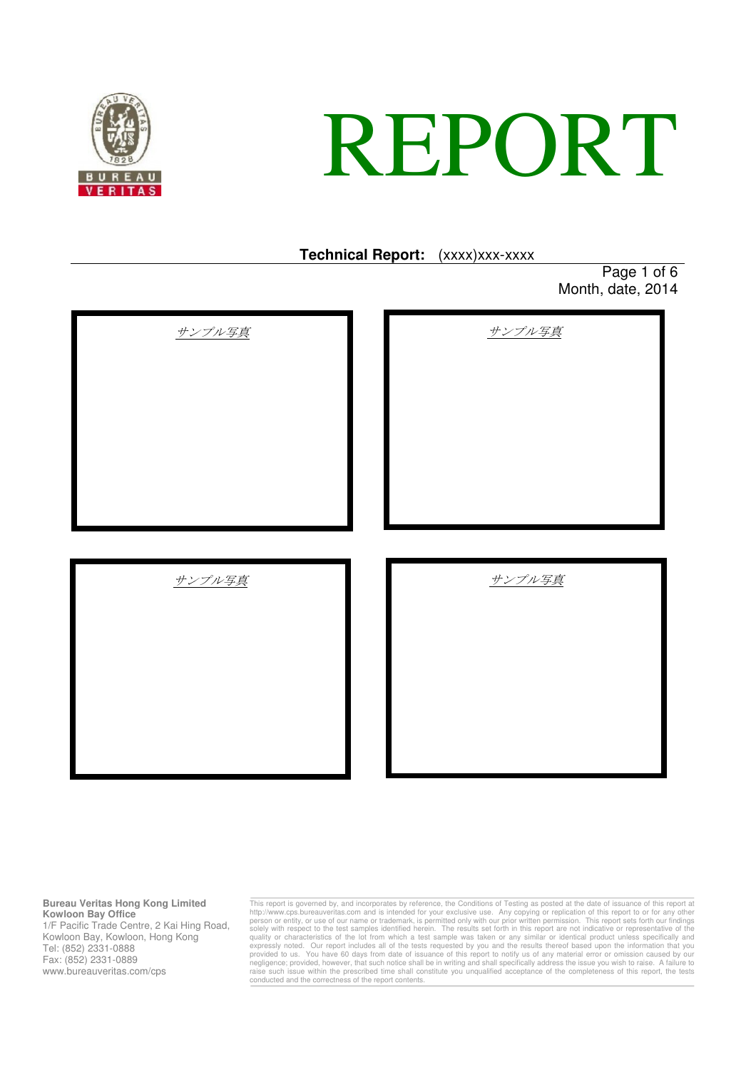# REPORT

**Technical Report:** (xxxx)xxx-xxxx

Month, date, 2014

*サンプル写真*

*サンプル写真*

*サンプル写真*

*サンプル写真*

**Bureau Veritas Hong Kong Limited**
**Kowloon Bay Office**
1/F Pacific Trade Centre, 2 Kai Hing Road,
Kowloon Bay, Kowloon, Hong Kong
Tel: (852) 2331-0888
Fax: (852) 2331-0889
www.bureauveritas.com/cps

This report is governed by, and incorporates by reference, the Conditions of Testing as posted at the date of issuance of this report at http://www.cps.bureauveritas.com and is intended for your exclusive use. Any copying or replication of this report to or for any other person or entity, or use of our name or trademark, is permitted only with our prior written permission. This report sets forth our findings solely with respect to the test samples identified herein. The results set forth in this report are not indicative or representative of the quality or characteristics of the lot from which a test sample was taken or any similar or identical product unless specifically and expressly noted. Our report includes all of the tests requested by you and the results thereof based upon the information that you provided to us. You have 60 days from date of issuance of this report to notify us of any material error or omission caused by our negligence; provided, however, that such notice shall be in writing and shall specifically address the issue you wish to raise. A failure to raise such issue within the prescribed time shall constitute you unqualified acceptance of the completeness of this report, the tests conducted and the correctness of the report contents.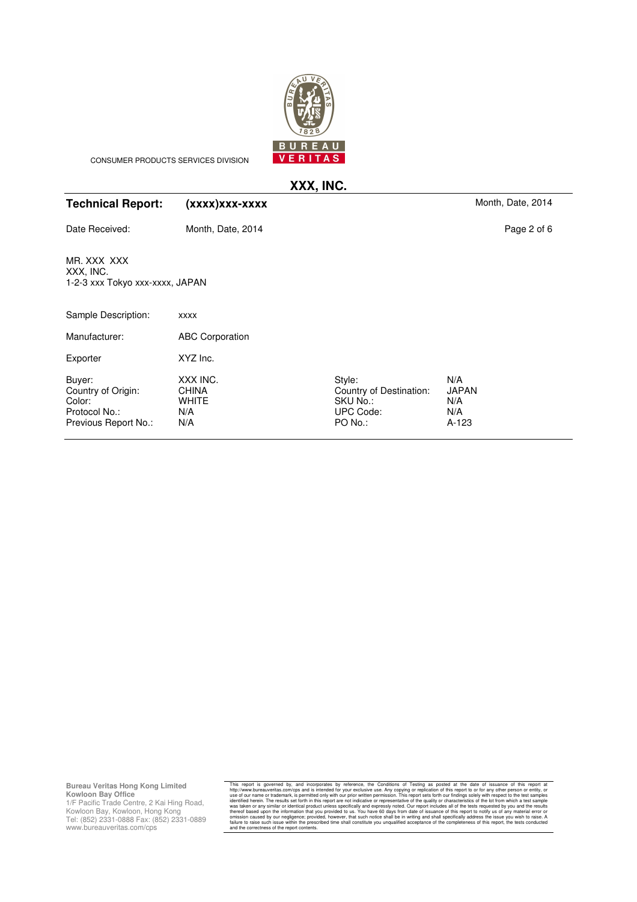CONSUMER PRODUCTS SERVICES DIVISION

**XXX, INC.**

**Technical Report:** **(xxxx)xxx-xxxx** Month, Date, 2014

Date Received: Month, Date, 2014

MR. XXX XXX
XXX, INC.
1-2-3 xxx Tokyo xxx-xxxx, JAPAN

| | | | |
|---|---|---|---|
| Sample Description: | xxxx | | |
| Manufacturer: | ABC Corporation | | |
| Exporter | XYZ Inc. | | |
| Buyer: | XXX INC. | Style: | N/A |
| Country of Origin: | CHINA | Country of Destination: | JAPAN |
| Color: | WHITE | SKU No.: | N/A |
| Protocol No.: | N/A | UPC Code: | N/A |
| Previous Report No.: | N/A | PO No.: | A-123 |

**Bureau Veritas Hong Kong Limited**
**Kowloon Bay Office**
1/F Pacific Trade Centre, 2 Kai Hing Road,
Kowloon Bay, Kowloon, Hong Kong
Tel: (852) 2331-0888 Fax: (852) 2331-0889
www.bureauveritas.com/cps

This report is governed by, and incorporates by reference, the Conditions of Testing as posted at the date of issuance of this report at http://www.bureauveritas.com/cps and is intended for your exclusive use. Any copying or replication of this report to or for any other person or entity, or use of our name or trademark, is permitted only with our prior written permission. This report sets forth our findings solely with respect to the test samples identified herein. The results set forth in this report are not indicative or representative of the quality or characteristics of the lot from which a test sample was taken or any similar or identical product unless specifically and expressly noted. Our report includes all of the tests requested by you and the results thereof based upon the information that you provided to us. You have 60 days from date of issuance of this report to notify us of any material error or omission caused by our negligence; provided, however, that such notice shall be in writing and shall specifically address the issue you wish to raise. A failure to raise such issue within the prescribed time shall constitute you unqualified acceptance of the completeness of this report, the tests conducted and the correctness of the report contents.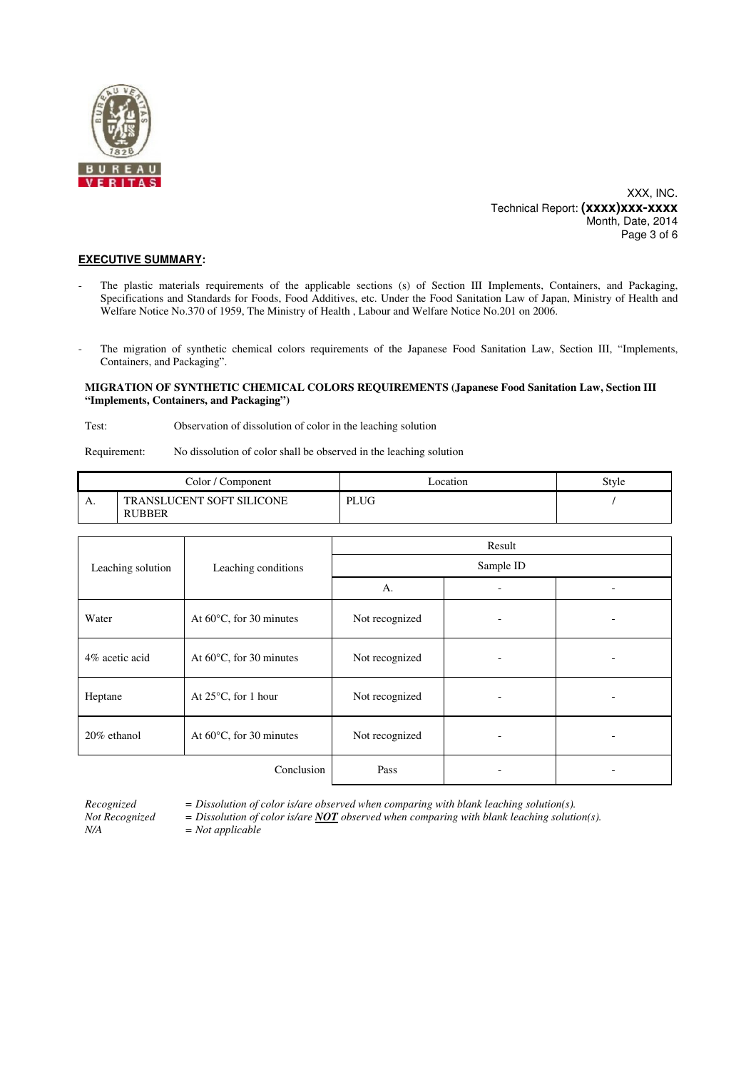XXX, INC.
Technical Report: **(xxxx)xxx-xxxx**
Month, Date, 2014

**EXECUTIVE SUMMARY:**

- The plastic materials requirements of the applicable sections (s) of Section III Implements, Containers, and Packaging, Specifications and Standards for Foods, Food Additives, etc. Under the Food Sanitation Law of Japan, Ministry of Health and Welfare Notice No.370 of 1959, The Ministry of Health , Labour and Welfare Notice No.201 on 2006.

- The migration of synthetic chemical colors requirements of the Japanese Food Sanitation Law, Section III, "Implements, Containers, and Packaging".

**MIGRATION OF SYNTHETIC CHEMICAL COLORS REQUIREMENTS (Japanese Food Sanitation Law, Section III "Implements, Containers, and Packaging")**

Test: Observation of dissolution of color in the leaching solution

Requirement: No dissolution of color shall be observed in the leaching solution

| | Color / Component | Location | Style |
|---|---|---|---|
| A. | TRANSLUCENT SOFT SILICONE RUBBER | PLUG | / |

| Leaching solution | Leaching conditions | Result | | |
|---|---|---|---|---|
| | | Sample ID | | |
| | | A. | - | - |
| Water | At 60°C, for 30 minutes | Not recognized | - | - |
| 4% acetic acid | At 60°C, for 30 minutes | Not recognized | - | - |
| Heptane | At 25°C, for 1 hour | Not recognized | - | - |
| 20% ethanol | At 60°C, for 30 minutes | Not recognized | - | - |
| | Conclusion | Pass | - | - |

*Recognized* = *Dissolution of color is/are observed when comparing with blank leaching solution(s).*
*Not Recognized* = *Dissolution of color is/are* ***NOT*** *observed when comparing with blank leaching solution(s).*
*N/A* = *Not applicable*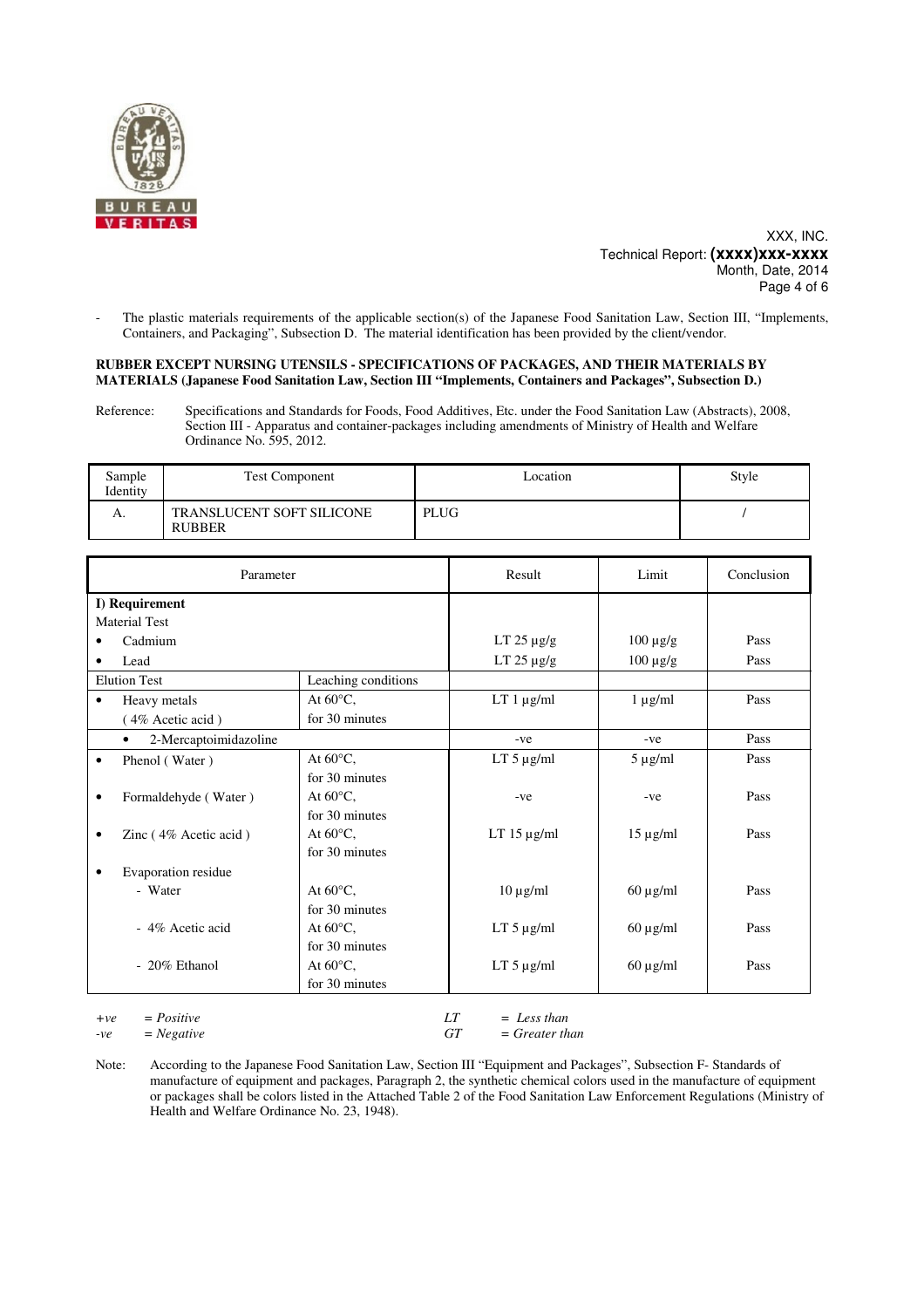- The plastic materials requirements of the applicable section(s) of the Japanese Food Sanitation Law, Section III, "Implements, Containers, and Packaging", Subsection D. The material identification has been provided by the client/vendor.

**RUBBER EXCEPT NURSING UTENSILS - SPECIFICATIONS OF PACKAGES, AND THEIR MATERIALS BY MATERIALS (Japanese Food Sanitation Law, Section III "Implements, Containers and Packages", Subsection D.)**

Reference: Specifications and Standards for Foods, Food Additives, Etc. under the Food Sanitation Law (Abstracts), 2008, Section III - Apparatus and container-packages including amendments of Ministry of Health and Welfare Ordinance No. 595, 2012.

| Sample Identity | Test Component | Location | Style |
|---|---|---|---|
| A. | TRANSLUCENT SOFT SILICONE RUBBER | PLUG | / |

| Parameter | | Result | Limit | Conclusion |
|---|---|---|---|---|
| **I) Requirement** | | | | |
| Material Test | | | | |
| • Cadmium | | LT 25 µg/g | 100 µg/g | Pass |
| • Lead | | LT 25 µg/g | 100 µg/g | Pass |
| Elution Test | Leaching conditions | | | |
| • Heavy metals ( 4% Acetic acid ) | At 60°C, for 30 minutes | LT 1 µg/ml | 1 µg/ml | Pass |
| • 2-Mercaptoimidazoline | | -ve | -ve | Pass |
| • Phenol ( Water ) | At 60°C, for 30 minutes | LT 5 µg/ml | 5 µg/ml | Pass |
| • Formaldehyde ( Water ) | At 60°C, for 30 minutes | -ve | -ve | Pass |
| • Zinc ( 4% Acetic acid ) | At 60°C, for 30 minutes | LT 15 µg/ml | 15 µg/ml | Pass |
| • Evaporation residue | | | | |
| - Water | At 60°C, for 30 minutes | 10 µg/ml | 60 µg/ml | Pass |
| - 4% Acetic acid | At 60°C, for 30 minutes | LT 5 µg/ml | 60 µg/ml | Pass |
| - 20% Ethanol | At 60°C, for 30 minutes | LT 5 µg/ml | 60 µg/ml | Pass |

*+ve = Positive*  
*-ve = Negative*  
*LT = Less than*  
*GT = Greater than*

Note: According to the Japanese Food Sanitation Law, Section III "Equipment and Packages", Subsection F- Standards of manufacture of equipment and packages, Paragraph 2, the synthetic chemical colors used in the manufacture of equipment or packages shall be colors listed in the Attached Table 2 of the Food Sanitation Law Enforcement Regulations (Ministry of Health and Welfare Ordinance No. 23, 1948).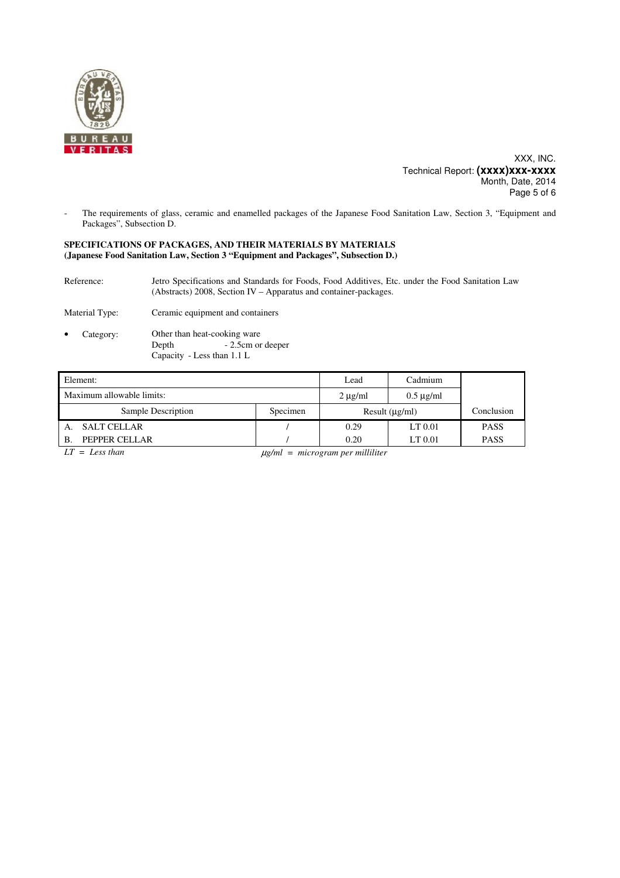- The requirements of glass, ceramic and enamelled packages of the Japanese Food Sanitation Law, Section 3, "Equipment and Packages", Subsection D.

**SPECIFICATIONS OF PACKAGES, AND THEIR MATERIALS BY MATERIALS**
**(Japanese Food Sanitation Law, Section 3 "Equipment and Packages", Subsection D.)**

Reference: Jetro Specifications and Standards for Foods, Food Additives, Etc. under the Food Sanitation Law (Abstracts) 2008, Section IV – Apparatus and container-packages.

Material Type: Ceramic equipment and containers

- Category: Other than heat-cooking ware
  Depth - 2.5cm or deeper
  Capacity - Less than 1.1 L

| Element: | | Lead | Cadmium | |
|---|---|---|---|---|
| Maximum allowable limits: | | 2 µg/ml | 0.5 µg/ml | |
| Sample Description | Specimen | Result (µg/ml) | | Conclusion |
| A. SALT CELLAR | / | 0.29 | LT 0.01 | PASS |
| B. PEPPER CELLAR | / | 0.20 | LT 0.01 | PASS |

*LT = Less than* *µg/ml = microgram per milliliter*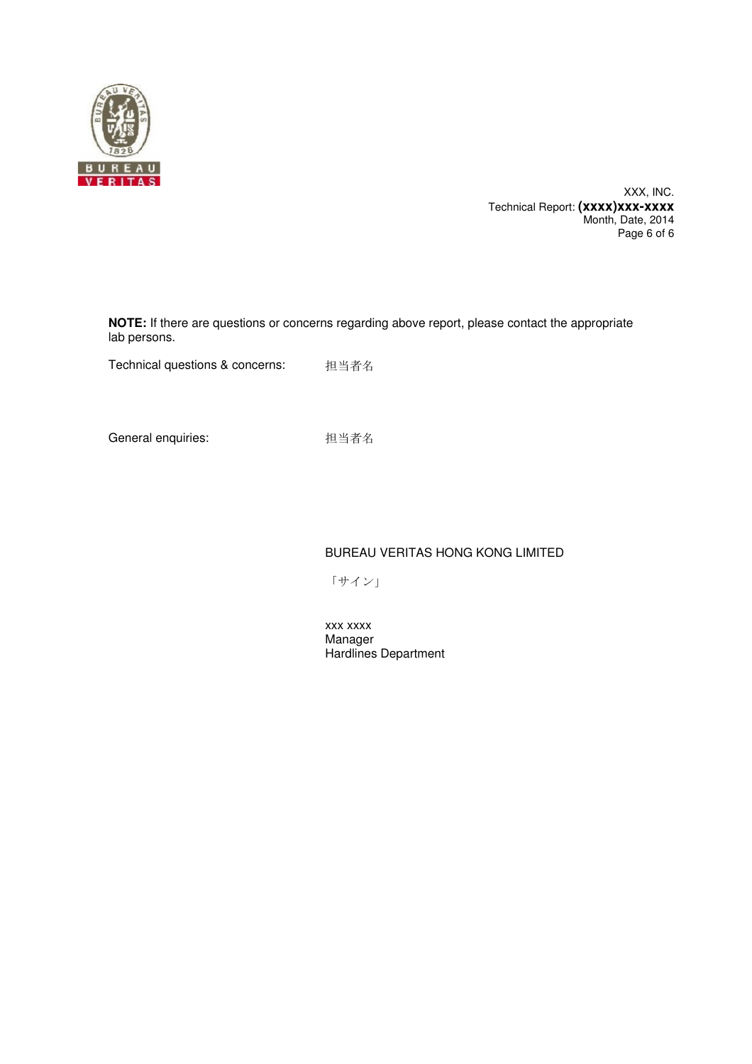**NOTE:** If there are questions or concerns regarding above report, please contact the appropriate lab persons.

Technical questions & concerns: 担当者名

General enquiries: 担当者名

BUREAU VERITAS HONG KONG LIMITED

「サイン」

xxx xxxx
Manager
Hardlines Department